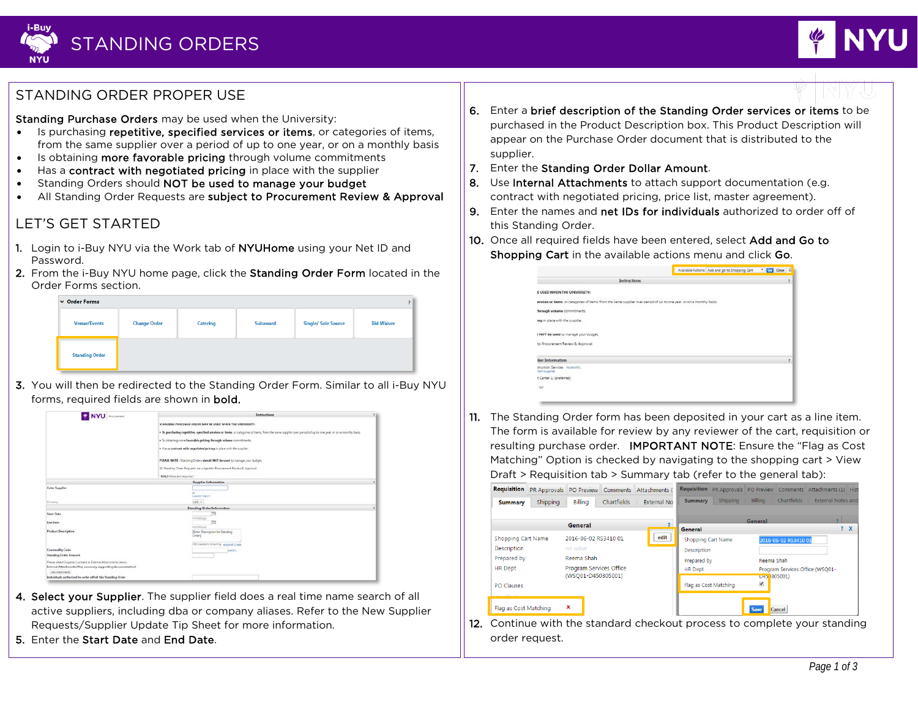# STANDING ORDERS

## STANDING ORDER PROPER USE

**Standing Purchase Orders** may be used when the University:

- Is purchasing **repetitive, specified services or items**, or categories of items, from the same supplier over a period of up to one year, or on a monthly basis
- Is obtaining **more favorable pricing** through volume commitments
- Has a **contract with negotiated pricing** in place with the supplier
- Standing Orders should **NOT be used to manage your budget**
- All Standing Order Requests are **subject to Procurement Review & Approval**

## LET'S GET STARTED

1. Login to i-Buy NYU via the Work tab of **NYUHome** using your Net ID and Password.
2. From the i-Buy NYU home page, click the **Standing Order Form** located in the Order Forms section.
3. You will then be redirected to the Standing Order Form. Similar to all i-Buy NYU forms, required fields are shown in **bold.**
4. **Select your Supplier**. The supplier field does a real time name search of all active suppliers, including dba or company aliases. Refer to the New Supplier Requests/Supplier Update Tip Sheet for more information.
5. Enter the **Start Date** and **End Date**.
6. Enter a **brief description of the Standing Order services or items** to be purchased in the Product Description box. This Product Description will appear on the Purchase Order document that is distributed to the supplier.
7. Enter the **Standing Order Dollar Amount**.
8. Use **Internal Attachments** to attach support documentation (e.g. contract with negotiated pricing, price list, master agreement).
9. Enter the names and **net IDs for individuals** authorized to order off of this Standing Order.
10. Once all required fields have been entered, select **Add and Go to Shopping Cart** in the available actions menu and click **Go**.
11. The Standing Order form has been deposited in your cart as a line item. The form is available for review by any reviewer of the cart, requisition or resulting purchase order. IMPORTANT NOTE: Ensure the "Flag as Cost Matching" Option is checked by navigating to the shopping cart > View Draft > Requisition tab > Summary tab (refer to the general tab):
12. Continue with the standard checkout process to complete your standing order request.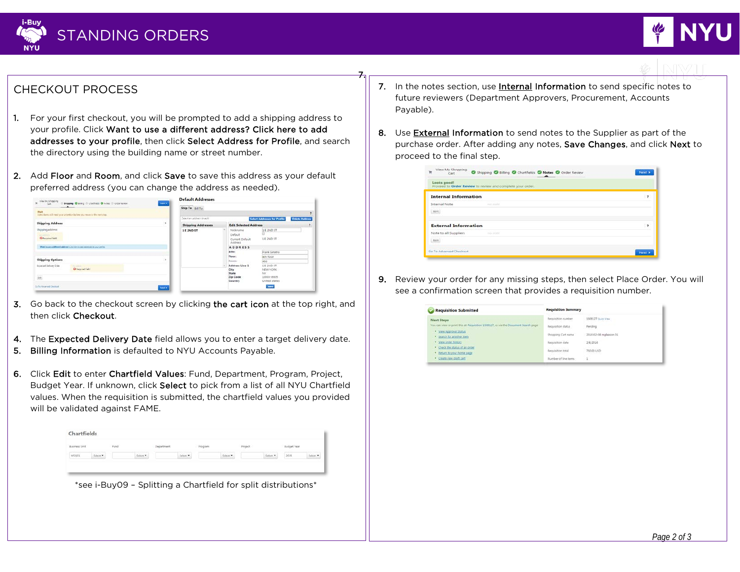# STANDING ORDERS

## CHECKOUT PROCESS

1. For your first checkout, you will be prompted to add a shipping address to your profile. Click **Want to use a different address? Click here to add addresses to your profile**, then click **Select Address for Profile**, and search the directory using the building name or street number.

2. Add **Floor** and **Room**, and click **Save** to save this address as your default preferred address (you can change the address as needed).

3. Go back to the checkout screen by clicking **the cart icon** at the top right, and then click **Checkout**.

4. The **Expected Delivery Date** field allows you to enter a target delivery date.
5. **Billing Information** is defaulted to NYU Accounts Payable.

6. Click **Edit** to enter **Chartfield Values**: Fund, Department, Program, Project, Budget Year. If unknown, click **Select** to pick from a list of all NYU Chartfield values. When the requisition is submitted, the chartfield values you provided will be validated against FAME.

*see i-Buy09 – Splitting a Chartfield for split distributions*

7. In the notes section, use **Internal Information** to send specific notes to future reviewers (Department Approvers, Procurement, Accounts Payable).

8. Use **External Information** to send notes to the Supplier as part of the purchase order. After adding any notes, **Save Changes**, and click **Next** to proceed to the final step.

9. Review your order for any missing steps, then select Place Order. You will see a confirmation screen that provides a requisition number.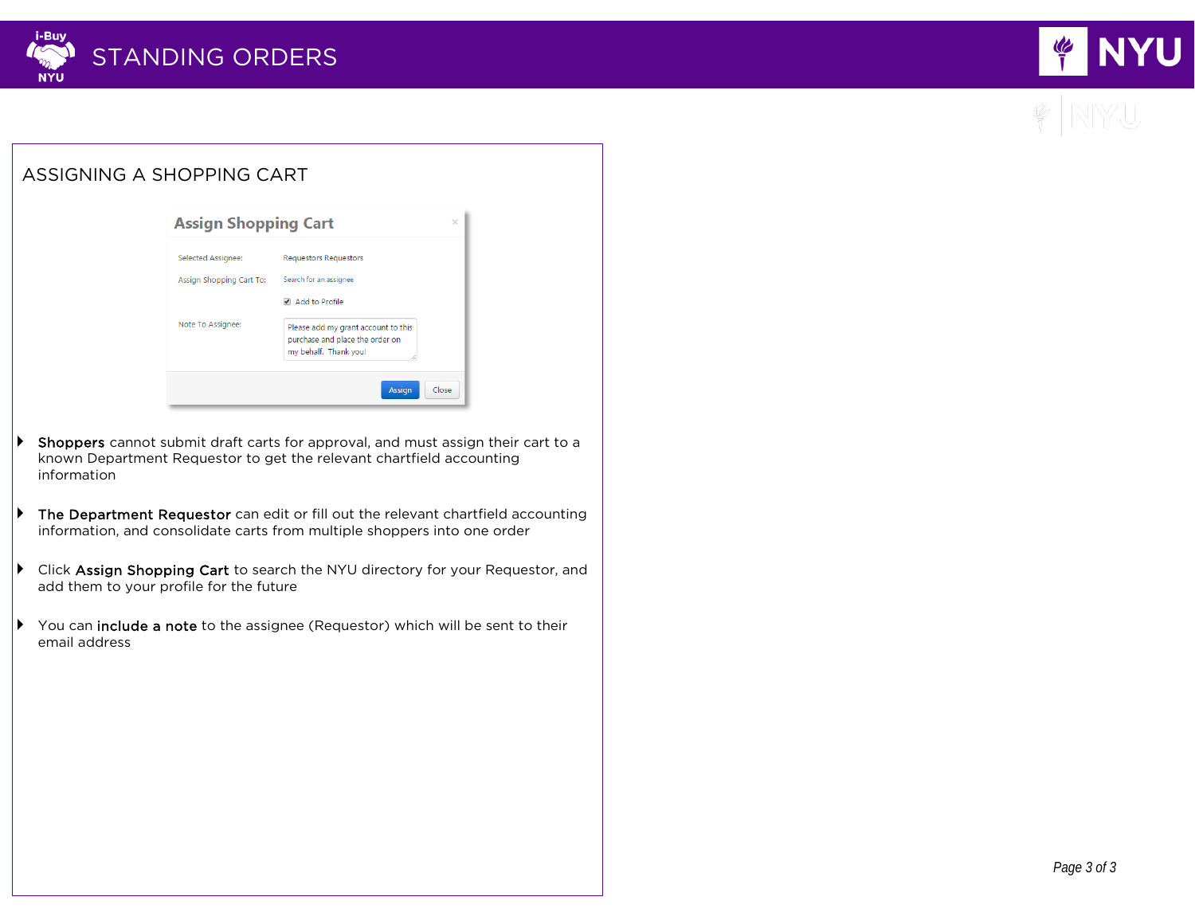## ASSIGNING A SHOPPING CART

Assign Shopping Cart

Selected Assignee: Requestors Requestors

Assign Shopping Cart To: Search for an assignee

Add to Profile

Note To Assignee: Please add my grant account to this purchase and place the order on my behalf. Thank you!

Assign Close

- **Shoppers** cannot submit draft carts for approval, and must assign their cart to a known Department Requestor to get the relevant chartfield accounting information
- **The Department Requestor** can edit or fill out the relevant chartfield accounting information, and consolidate carts from multiple shoppers into one order
- Click **Assign Shopping Cart** to search the NYU directory for your Requestor, and add them to your profile for the future
- You can **include a note** to the assignee (Requestor) which will be sent to their email address